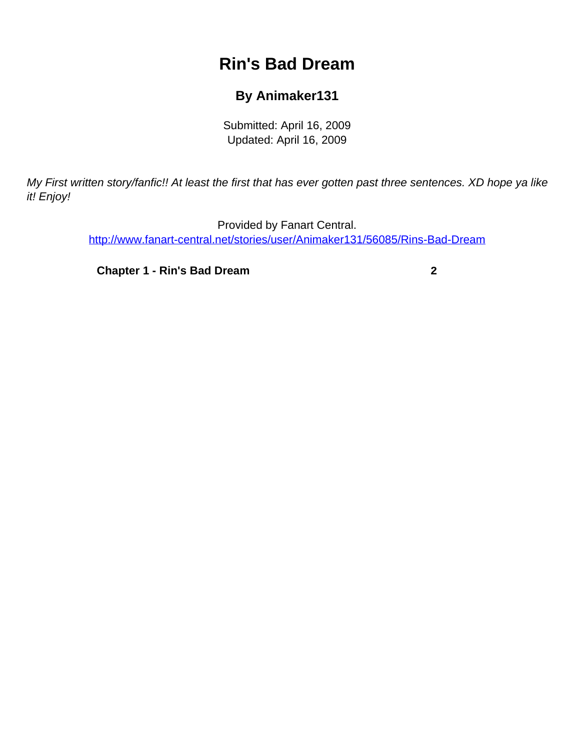# Rin's Bad Dream

## By Animaker131

Submitted: April 16, 2009
Updated: April 16, 2009

*My First written story/fanfic!! At least the first that has ever gotten past three sentences. XD hope ya like it! Enjoy!*

Provided by Fanart Central.
http://www.fanart-central.net/stories/user/Animaker131/56085/Rins-Bad-Dream

| | |
|---|---|
| **Chapter 1 - Rin's Bad Dream** | **2** |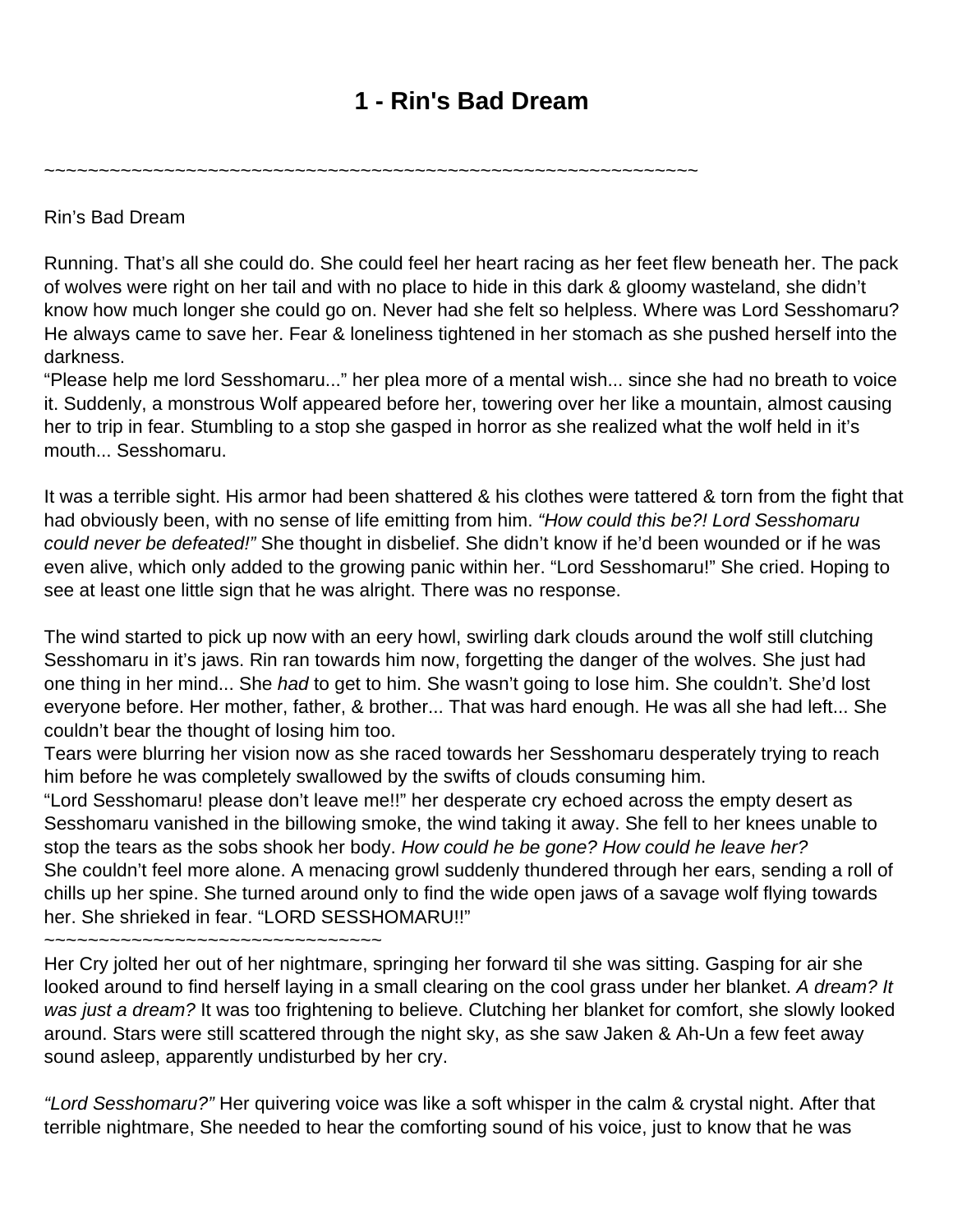# 1 - Rin's Bad Dream

~~~~~~~~~~~~~~~~~~~~~~~~~~~~~~~~~~~~~~~~~~~~~~~~~~~~~~~~~~~~~~~

Rin’s Bad Dream

Running. That’s all she could do. She could feel her heart racing as her feet flew beneath her. The pack of wolves were right on her tail and with no place to hide in this dark & gloomy wasteland, she didn’t know how much longer she could go on. Never had she felt so helpless. Where was Lord Sesshomaru? He always came to save her. Fear & loneliness tightened in her stomach as she pushed herself into the darkness.
“Please help me lord Sesshomaru...” her plea more of a mental wish... since she had no breath to voice it. Suddenly, a monstrous Wolf appeared before her, towering over her like a mountain, almost causing her to trip in fear. Stumbling to a stop she gasped in horror as she realized what the wolf held in it’s mouth... Sesshomaru.

It was a terrible sight. His armor had been shattered & his clothes were tattered & torn from the fight that had obviously been, with no sense of life emitting from him. *“How could this be?! Lord Sesshomaru could never be defeated!”* She thought in disbelief. She didn’t know if he’d been wounded or if he was even alive, which only added to the growing panic within her. “Lord Sesshomaru!” She cried. Hoping to see at least one little sign that he was alright. There was no response.

The wind started to pick up now with an eery howl, swirling dark clouds around the wolf still clutching Sesshomaru in it’s jaws. Rin ran towards him now, forgetting the danger of the wolves. She just had one thing in her mind... She *had* to get to him. She wasn’t going to lose him. She couldn’t. She’d lost everyone before. Her mother, father, & brother... That was hard enough. He was all she had left... She couldn’t bear the thought of losing him too.
Tears were blurring her vision now as she raced towards her Sesshomaru desperately trying to reach him before he was completely swallowed by the swifts of clouds consuming him.
“Lord Sesshomaru! please don’t leave me!!” her desperate cry echoed across the empty desert as Sesshomaru vanished in the billowing smoke, the wind taking it away. She fell to her knees unable to stop the tears as the sobs shook her body. *How could he be gone? How could he leave her?*
She couldn’t feel more alone. A menacing growl suddenly thundered through her ears, sending a roll of chills up her spine. She turned around only to find the wide open jaws of a savage wolf flying towards her. She shrieked in fear. “LORD SESSHOMARU!!”
~~~~~~~~~~~~~~~~~~~~~~~~~~~~~~~~
Her Cry jolted her out of her nightmare, springing her forward til she was sitting. Gasping for air she looked around to find herself laying in a small clearing on the cool grass under her blanket. *A dream? It was just a dream?* It was too frightening to believe. Clutching her blanket for comfort, she slowly looked around. Stars were still scattered through the night sky, as she saw Jaken & Ah-Un a few feet away sound asleep, apparently undisturbed by her cry.

*“Lord Sesshomaru?”* Her quivering voice was like a soft whisper in the calm & crystal night. After that terrible nightmare, She needed to hear the comforting sound of his voice, just to know that he was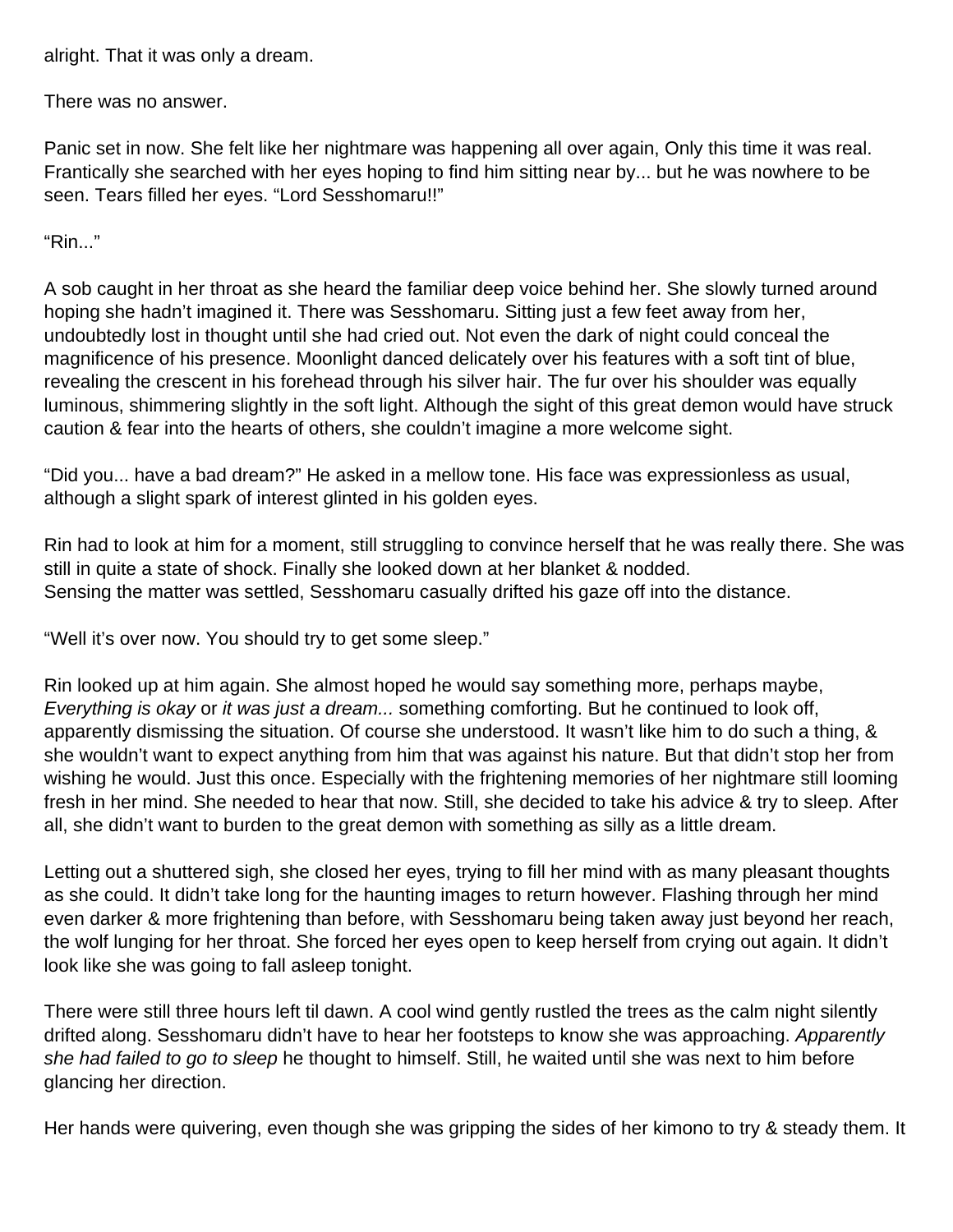alright. That it was only a dream.

There was no answer.

Panic set in now. She felt like her nightmare was happening all over again, Only this time it was real. Frantically she searched with her eyes hoping to find him sitting near by... but he was nowhere to be seen. Tears filled her eyes. “Lord Sesshomaru!!”

“Rin...”

A sob caught in her throat as she heard the familiar deep voice behind her. She slowly turned around hoping she hadn’t imagined it. There was Sesshomaru. Sitting just a few feet away from her, undoubtedly lost in thought until she had cried out. Not even the dark of night could conceal the magnificence of his presence. Moonlight danced delicately over his features with a soft tint of blue, revealing the crescent in his forehead through his silver hair. The fur over his shoulder was equally luminous, shimmering slightly in the soft light. Although the sight of this great demon would have struck caution & fear into the hearts of others, she couldn’t imagine a more welcome sight.

“Did you... have a bad dream?” He asked in a mellow tone. His face was expressionless as usual, although a slight spark of interest glinted in his golden eyes.

Rin had to look at him for a moment, still struggling to convince herself that he was really there. She was still in quite a state of shock. Finally she looked down at her blanket & nodded.
Sensing the matter was settled, Sesshomaru casually drifted his gaze off into the distance.

“Well it’s over now. You should try to get some sleep.”

Rin looked up at him again. She almost hoped he would say something more, perhaps maybe, *Everything is okay* or *it was just a dream...* something comforting. But he continued to look off, apparently dismissing the situation. Of course she understood. It wasn’t like him to do such a thing, & she wouldn’t want to expect anything from him that was against his nature. But that didn’t stop her from wishing he would. Just this once. Especially with the frightening memories of her nightmare still looming fresh in her mind. She needed to hear that now. Still, she decided to take his advice & try to sleep. After all, she didn’t want to burden to the great demon with something as silly as a little dream.

Letting out a shuttered sigh, she closed her eyes, trying to fill her mind with as many pleasant thoughts as she could. It didn’t take long for the haunting images to return however. Flashing through her mind even darker & more frightening than before, with Sesshomaru being taken away just beyond her reach, the wolf lunging for her throat. She forced her eyes open to keep herself from crying out again. It didn’t look like she was going to fall asleep tonight.

There were still three hours left til dawn. A cool wind gently rustled the trees as the calm night silently drifted along. Sesshomaru didn’t have to hear her footsteps to know she was approaching. *Apparently she had failed to go to sleep* he thought to himself. Still, he waited until she was next to him before glancing her direction.

Her hands were quivering, even though she was gripping the sides of her kimono to try & steady them. It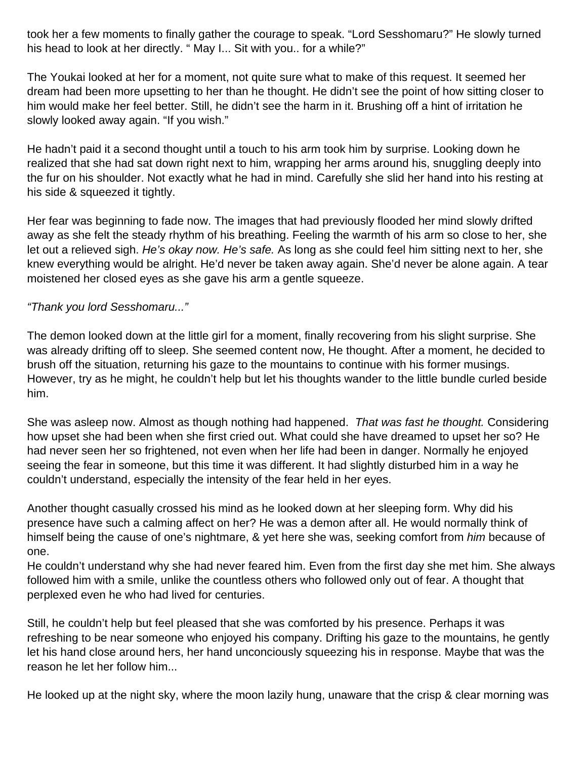took her a few moments to finally gather the courage to speak. "Lord Sesshomaru?" He slowly turned his head to look at her directly. " May I... Sit with you.. for a while?"

The Youkai looked at her for a moment, not quite sure what to make of this request. It seemed her dream had been more upsetting to her than he thought. He didn't see the point of how sitting closer to him would make her feel better. Still, he didn't see the harm in it. Brushing off a hint of irritation he slowly looked away again. "If you wish."

He hadn't paid it a second thought until a touch to his arm took him by surprise. Looking down he realized that she had sat down right next to him, wrapping her arms around his, snuggling deeply into the fur on his shoulder. Not exactly what he had in mind. Carefully she slid her hand into his resting at his side & squeezed it tightly.

Her fear was beginning to fade now. The images that had previously flooded her mind slowly drifted away as she felt the steady rhythm of his breathing. Feeling the warmth of his arm so close to her, she let out a relieved sigh. *He's okay now. He's safe.* As long as she could feel him sitting next to her, she knew everything would be alright. He'd never be taken away again. She'd never be alone again. A tear moistened her closed eyes as she gave his arm a gentle squeeze.

*"Thank you lord Sesshomaru..."*

The demon looked down at the little girl for a moment, finally recovering from his slight surprise. She was already drifting off to sleep. She seemed content now, He thought. After a moment, he decided to brush off the situation, returning his gaze to the mountains to continue with his former musings. However, try as he might, he couldn't help but let his thoughts wander to the little bundle curled beside him.

She was asleep now. Almost as though nothing had happened. *That was fast he thought.* Considering how upset she had been when she first cried out. What could she have dreamed to upset her so? He had never seen her so frightened, not even when her life had been in danger. Normally he enjoyed seeing the fear in someone, but this time it was different. It had slightly disturbed him in a way he couldn't understand, especially the intensity of the fear held in her eyes.

Another thought casually crossed his mind as he looked down at her sleeping form. Why did his presence have such a calming affect on her? He was a demon after all. He would normally think of himself being the cause of one's nightmare, & yet here she was, seeking comfort from *him* because of one.
He couldn't understand why she had never feared him. Even from the first day she met him. She always followed him with a smile, unlike the countless others who followed only out of fear. A thought that perplexed even he who had lived for centuries.

Still, he couldn't help but feel pleased that she was comforted by his presence. Perhaps it was refreshing to be near someone who enjoyed his company. Drifting his gaze to the mountains, he gently let his hand close around hers, her hand unconciously squeezing his in response. Maybe that was the reason he let her follow him...

He looked up at the night sky, where the moon lazily hung, unaware that the crisp & clear morning was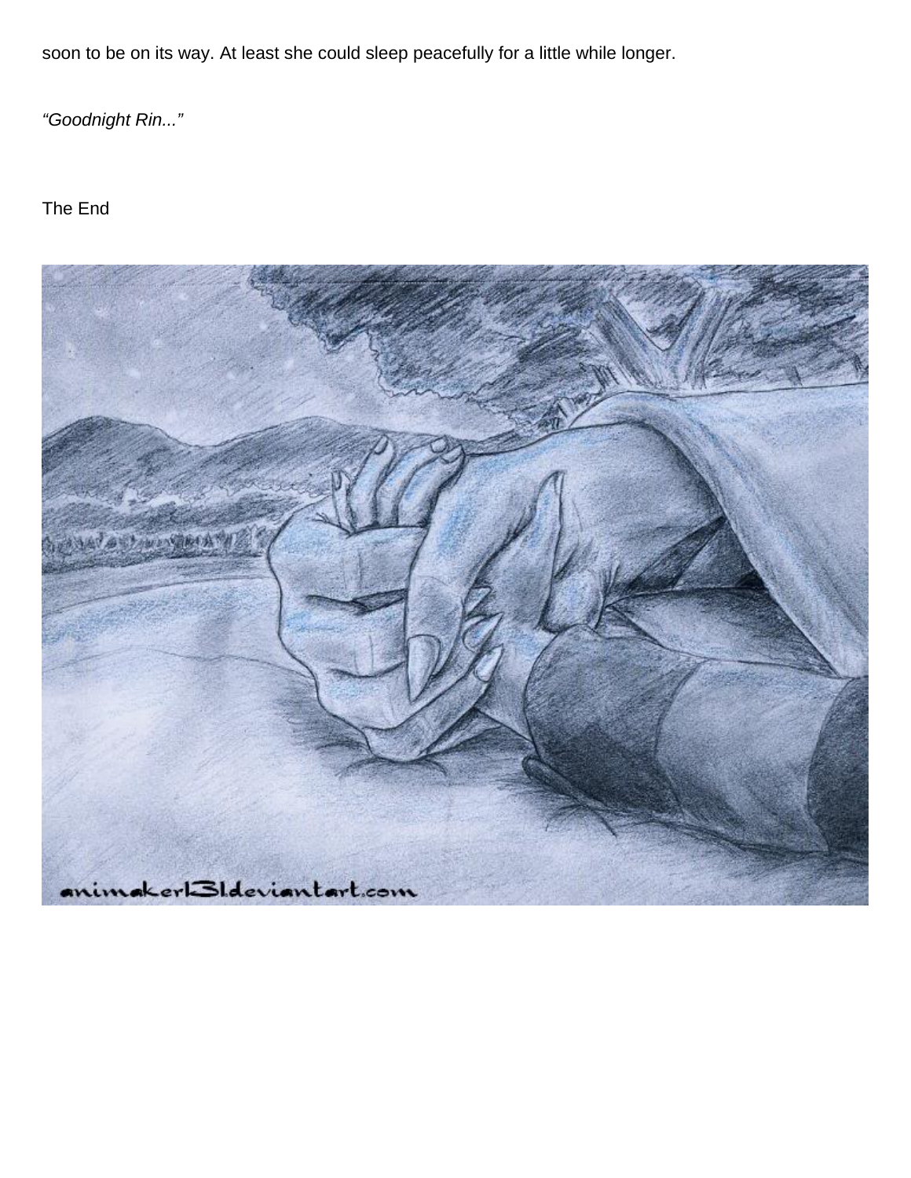soon to be on its way. At least she could sleep peacefully for a little while longer.

*"Goodnight Rin..."*

The End